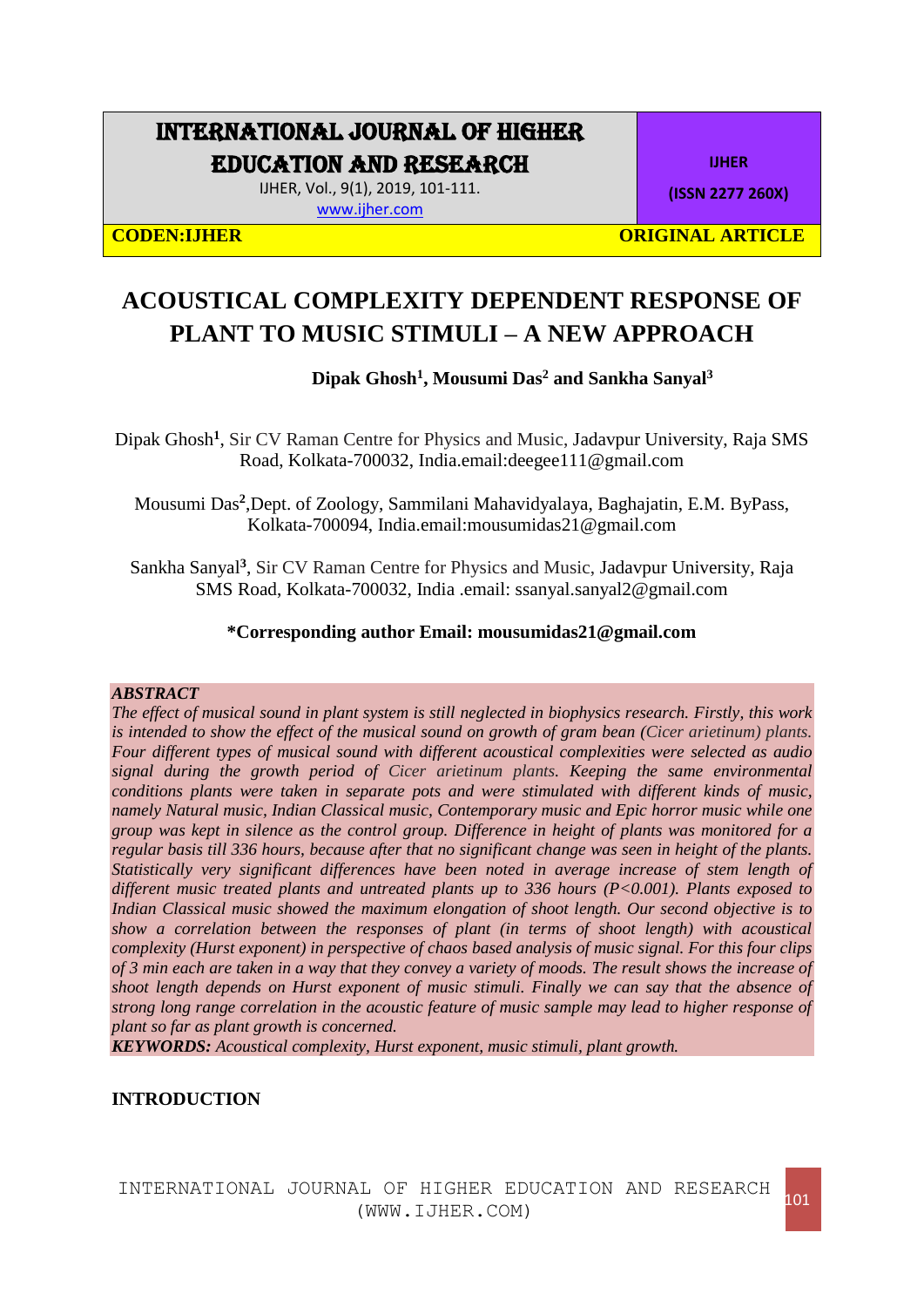# INTERNATIONAL JOURNAL OF HIGHER EDUCATION AND RESEARCH

IJHER, Vol., 9(1), 2019, 101-111.
www.ijher.com

**IJHER**

**(ISSN 2277 260X)**

**CODEN:IJHER** **ORIGINAL ARTICLE**

# ACOUSTICAL COMPLEXITY DEPENDENT RESPONSE OF PLANT TO MUSIC STIMULI – A NEW APPROACH

**Dipak Ghosh[1], Mousumi Das[2] and Sankha Sanyal[3]**

Dipak Ghosh[1], Sir CV Raman Centre for Physics and Music, Jadavpur University, Raja SMS Road, Kolkata-700032, India.email:deegee111@gmail.com

Mousumi Das[2],Dept. of Zoology, Sammilani Mahavidyalaya, Baghajatin, E.M. ByPass, Kolkata-700094, India.email:mousumidas21@gmail.com

Sankha Sanyal[3], Sir CV Raman Centre for Physics and Music, Jadavpur University, Raja SMS Road, Kolkata-700032, India .email: ssanyal.sanyal2@gmail.com

**\*Corresponding author Email: mousumidas21@gmail.com**

***ABSTRACT***

*The effect of musical sound in plant system is still neglected in biophysics research. Firstly, this work is intended to show the effect of the musical sound on growth of gram bean (Cicer arietinum) plants. Four different types of musical sound with different acoustical complexities were selected as audio signal during the growth period of Cicer arietinum plants. Keeping the same environmental conditions plants were taken in separate pots and were stimulated with different kinds of music, namely Natural music, Indian Classical music, Contemporary music and Epic horror music while one group was kept in silence as the control group. Difference in height of plants was monitored for a regular basis till 336 hours, because after that no significant change was seen in height of the plants. Statistically very significant differences have been noted in average increase of stem length of different music treated plants and untreated plants up to 336 hours ($P<0.001$). Plants exposed to Indian Classical music showed the maximum elongation of shoot length. Our second objective is to show a correlation between the responses of plant (in terms of shoot length) with acoustical complexity (Hurst exponent) in perspective of chaos based analysis of music signal. For this four clips of 3 min each are taken in a way that they convey a variety of moods. The result shows the increase of shoot length depends on Hurst exponent of music stimuli. Finally we can say that the absence of strong long range correlation in the acoustic feature of music sample may lead to higher response of plant so far as plant growth is concerned.*

***KEYWORDS:*** *Acoustical complexity, Hurst exponent, music stimuli, plant growth.*

## INTRODUCTION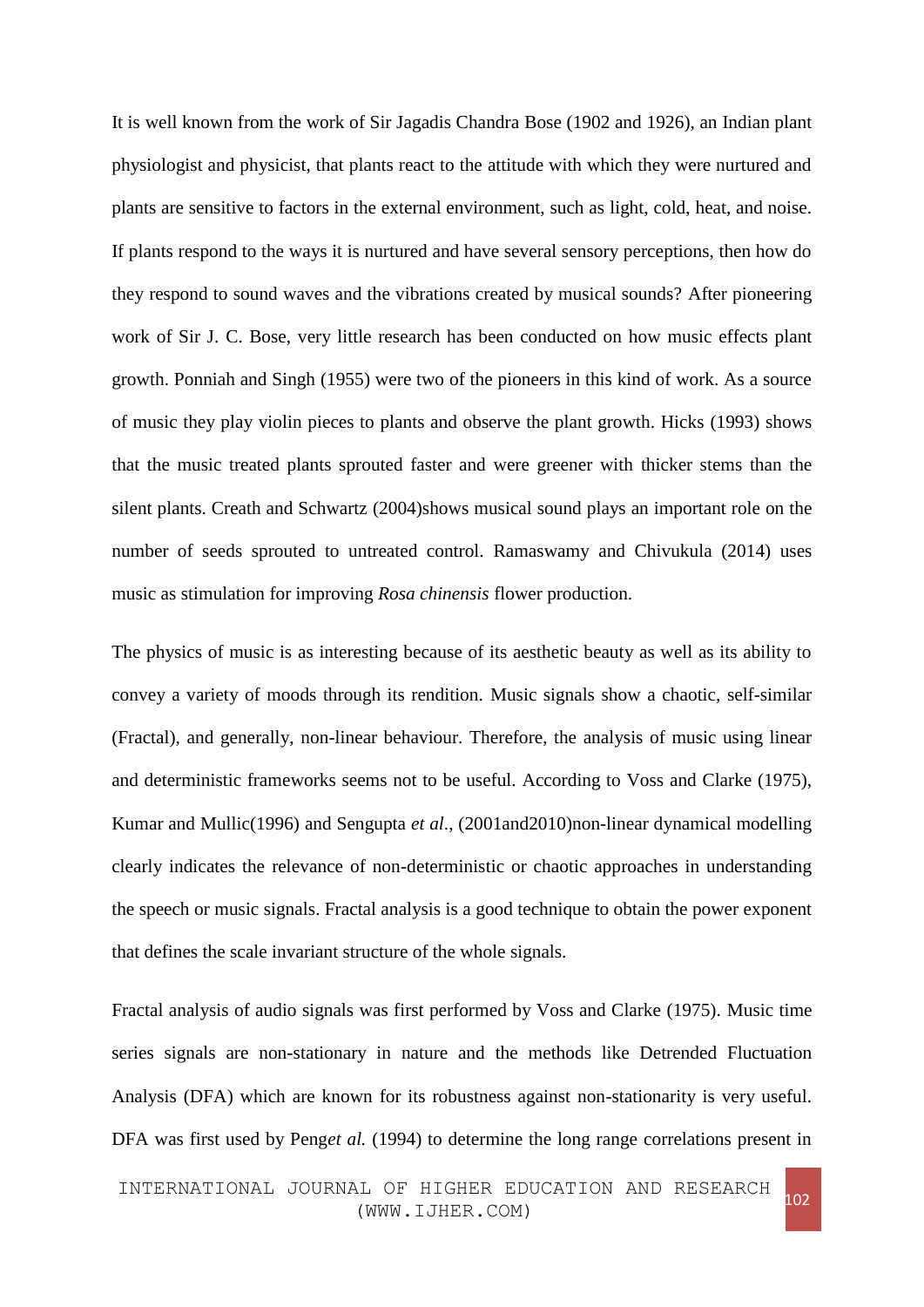It is well known from the work of Sir Jagadis Chandra Bose (1902 and 1926), an Indian plant physiologist and physicist, that plants react to the attitude with which they were nurtured and plants are sensitive to factors in the external environment, such as light, cold, heat, and noise. If plants respond to the ways it is nurtured and have several sensory perceptions, then how do they respond to sound waves and the vibrations created by musical sounds? After pioneering work of Sir J. C. Bose, very little research has been conducted on how music effects plant growth. Ponniah and Singh (1955) were two of the pioneers in this kind of work. As a source of music they play violin pieces to plants and observe the plant growth. Hicks (1993) shows that the music treated plants sprouted faster and were greener with thicker stems than the silent plants. Creath and Schwartz (2004)shows musical sound plays an important role on the number of seeds sprouted to untreated control. Ramaswamy and Chivukula (2014) uses music as stimulation for improving *Rosa chinensis* flower production.

The physics of music is as interesting because of its aesthetic beauty as well as its ability to convey a variety of moods through its rendition. Music signals show a chaotic, self-similar (Fractal), and generally, non-linear behaviour. Therefore, the analysis of music using linear and deterministic frameworks seems not to be useful. According to Voss and Clarke (1975), Kumar and Mullic(1996) and Sengupta *et al*., (2001and2010)non-linear dynamical modelling clearly indicates the relevance of non-deterministic or chaotic approaches in understanding the speech or music signals. Fractal analysis is a good technique to obtain the power exponent that defines the scale invariant structure of the whole signals.

Fractal analysis of audio signals was first performed by Voss and Clarke (1975). Music time series signals are non-stationary in nature and the methods like Detrended Fluctuation Analysis (DFA) which are known for its robustness against non-stationarity is very useful. DFA was first used by Peng*et al.* (1994) to determine the long range correlations present in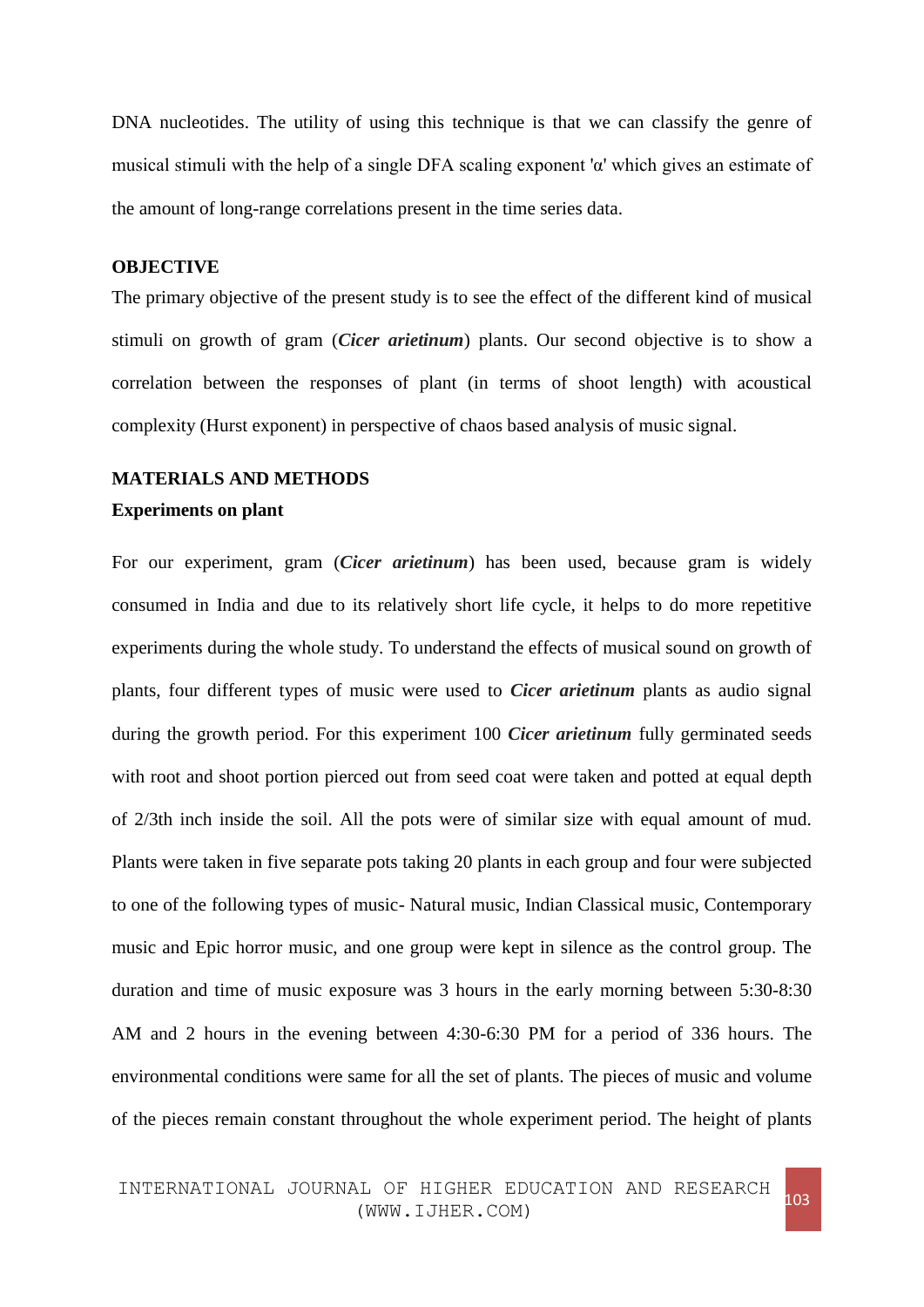DNA nucleotides. The utility of using this technique is that we can classify the genre of musical stimuli with the help of a single DFA scaling exponent 'α' which gives an estimate of the amount of long-range correlations present in the time series data.

## OBJECTIVE

The primary objective of the present study is to see the effect of the different kind of musical stimuli on growth of gram (***Cicer arietinum***) plants. Our second objective is to show a correlation between the responses of plant (in terms of shoot length) with acoustical complexity (Hurst exponent) in perspective of chaos based analysis of music signal.

## MATERIALS AND METHODS

### Experiments on plant

For our experiment, gram (***Cicer arietinum***) has been used, because gram is widely consumed in India and due to its relatively short life cycle, it helps to do more repetitive experiments during the whole study. To understand the effects of musical sound on growth of plants, four different types of music were used to ***Cicer arietinum*** plants as audio signal during the growth period. For this experiment 100 ***Cicer arietinum*** fully germinated seeds with root and shoot portion pierced out from seed coat were taken and potted at equal depth of 2/3th inch inside the soil. All the pots were of similar size with equal amount of mud. Plants were taken in five separate pots taking 20 plants in each group and four were subjected to one of the following types of music- Natural music, Indian Classical music, Contemporary music and Epic horror music, and one group were kept in silence as the control group. The duration and time of music exposure was 3 hours in the early morning between 5:30-8:30 AM and 2 hours in the evening between 4:30-6:30 PM for a period of 336 hours. The environmental conditions were same for all the set of plants. The pieces of music and volume of the pieces remain constant throughout the whole experiment period. The height of plants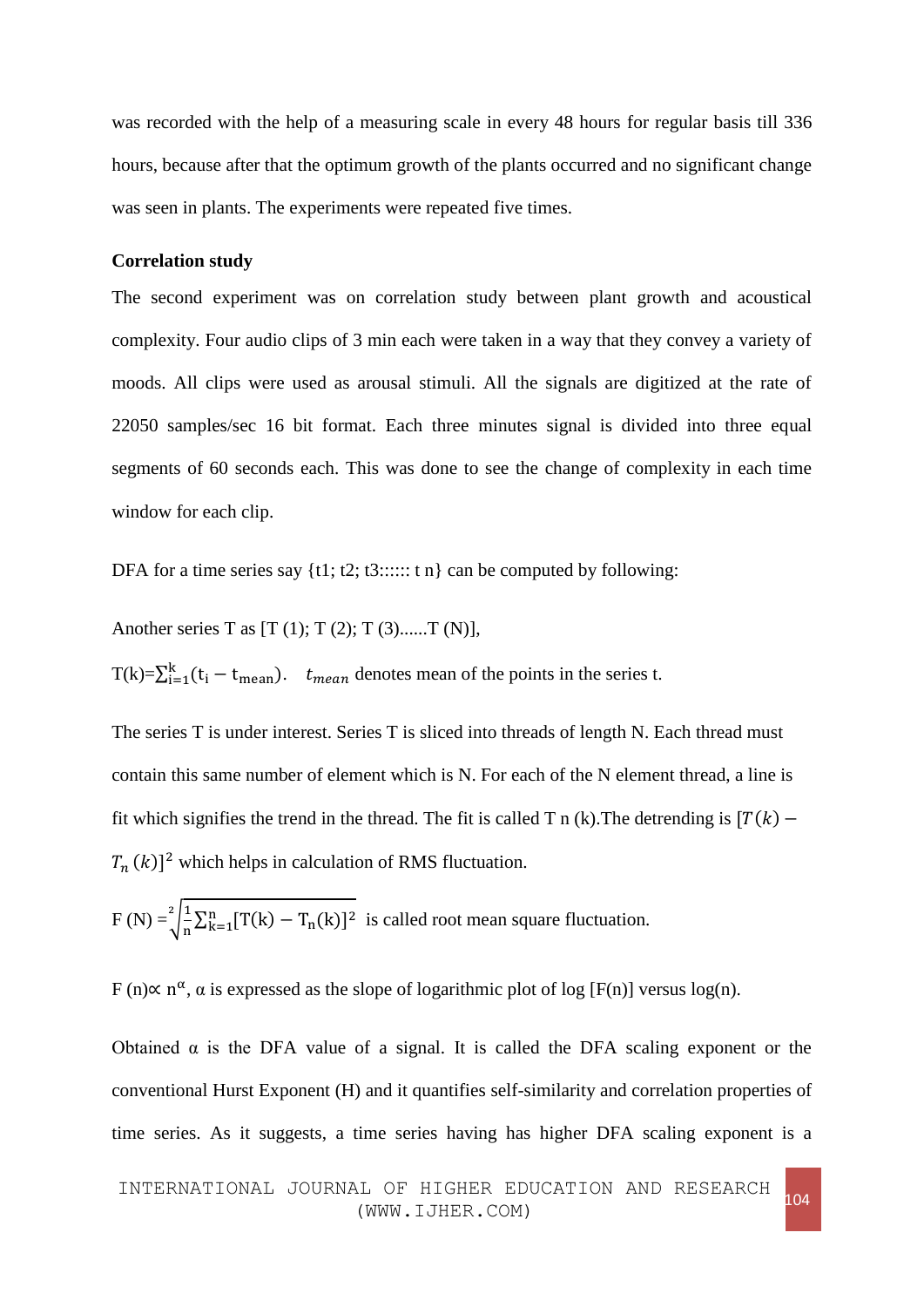was recorded with the help of a measuring scale in every 48 hours for regular basis till 336 hours, because after that the optimum growth of the plants occurred and no significant change was seen in plants. The experiments were repeated five times.

**Correlation study**

The second experiment was on correlation study between plant growth and acoustical complexity. Four audio clips of 3 min each were taken in a way that they convey a variety of moods. All clips were used as arousal stimuli. All the signals are digitized at the rate of 22050 samples/sec 16 bit format. Each three minutes signal is divided into three equal segments of 60 seconds each. This was done to see the change of complexity in each time window for each clip.

DFA for a time series say {t1; t2; t3:::::: t n} can be computed by following:

Another series T as [T (1); T (2); T (3)......T (N)],

$T(k)=\sum_{i=1}^{k}(t_i - t_{mean})$. $t_{mean}$ denotes mean of the points in the series t.

The series T is under interest. Series T is sliced into threads of length N. Each thread must contain this same number of element which is N. For each of the N element thread, a line is fit which signifies the trend in the thread. The fit is called T n (k).The detrending is $[T(k) - T_n(k)]^2$ which helps in calculation of RMS fluctuation.

$F(N) = \sqrt[2]{\frac{1}{n}\sum_{k=1}^{n}[T(k) - T_n(k)]^2}$ is called root mean square fluctuation.

$F(n) \propto n^{\alpha}$, α is expressed as the slope of logarithmic plot of log [F(n)] versus log(n).

Obtained α is the DFA value of a signal. It is called the DFA scaling exponent or the conventional Hurst Exponent (H) and it quantifies self-similarity and correlation properties of time series. As it suggests, a time series having has higher DFA scaling exponent is a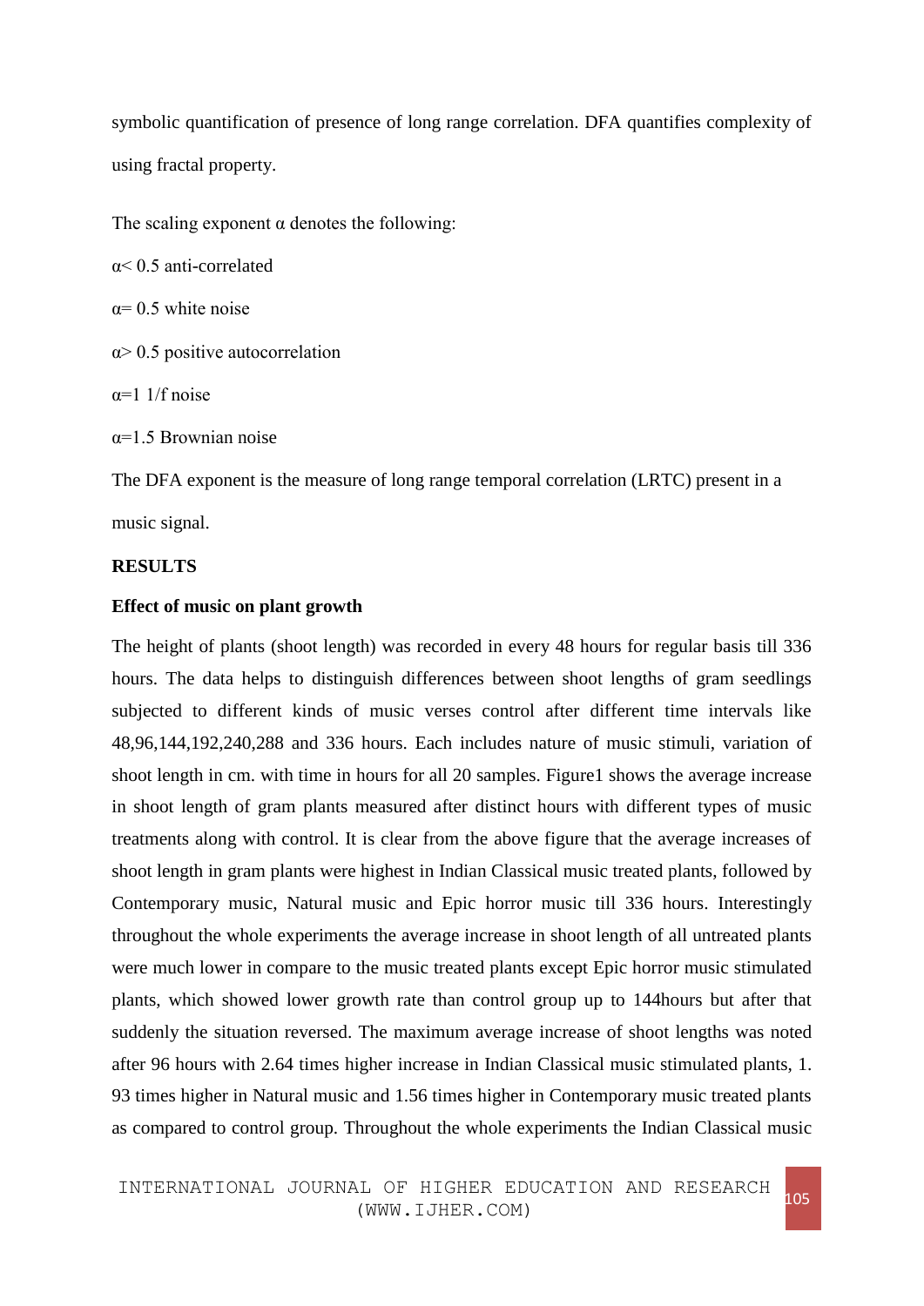symbolic quantification of presence of long range correlation. DFA quantifies complexity of using fractal property.

The scaling exponent $\alpha$ denotes the following:

$\alpha < 0.5$ anti-correlated

$\alpha = 0.5$ white noise

$\alpha > 0.5$ positive autocorrelation

$\alpha = 1$ 1/f noise

$\alpha = 1.5$ Brownian noise

The DFA exponent is the measure of long range temporal correlation (LRTC) present in a music signal.

## RESULTS

### Effect of music on plant growth

The height of plants (shoot length) was recorded in every 48 hours for regular basis till 336 hours. The data helps to distinguish differences between shoot lengths of gram seedlings subjected to different kinds of music verses control after different time intervals like 48,96,144,192,240,288 and 336 hours. Each includes nature of music stimuli, variation of shoot length in cm. with time in hours for all 20 samples. Figure1 shows the average increase in shoot length of gram plants measured after distinct hours with different types of music treatments along with control. It is clear from the above figure that the average increases of shoot length in gram plants were highest in Indian Classical music treated plants, followed by Contemporary music, Natural music and Epic horror music till 336 hours. Interestingly throughout the whole experiments the average increase in shoot length of all untreated plants were much lower in compare to the music treated plants except Epic horror music stimulated plants, which showed lower growth rate than control group up to 144hours but after that suddenly the situation reversed. The maximum average increase of shoot lengths was noted after 96 hours with 2.64 times higher increase in Indian Classical music stimulated plants, 1. 93 times higher in Natural music and 1.56 times higher in Contemporary music treated plants as compared to control group. Throughout the whole experiments the Indian Classical music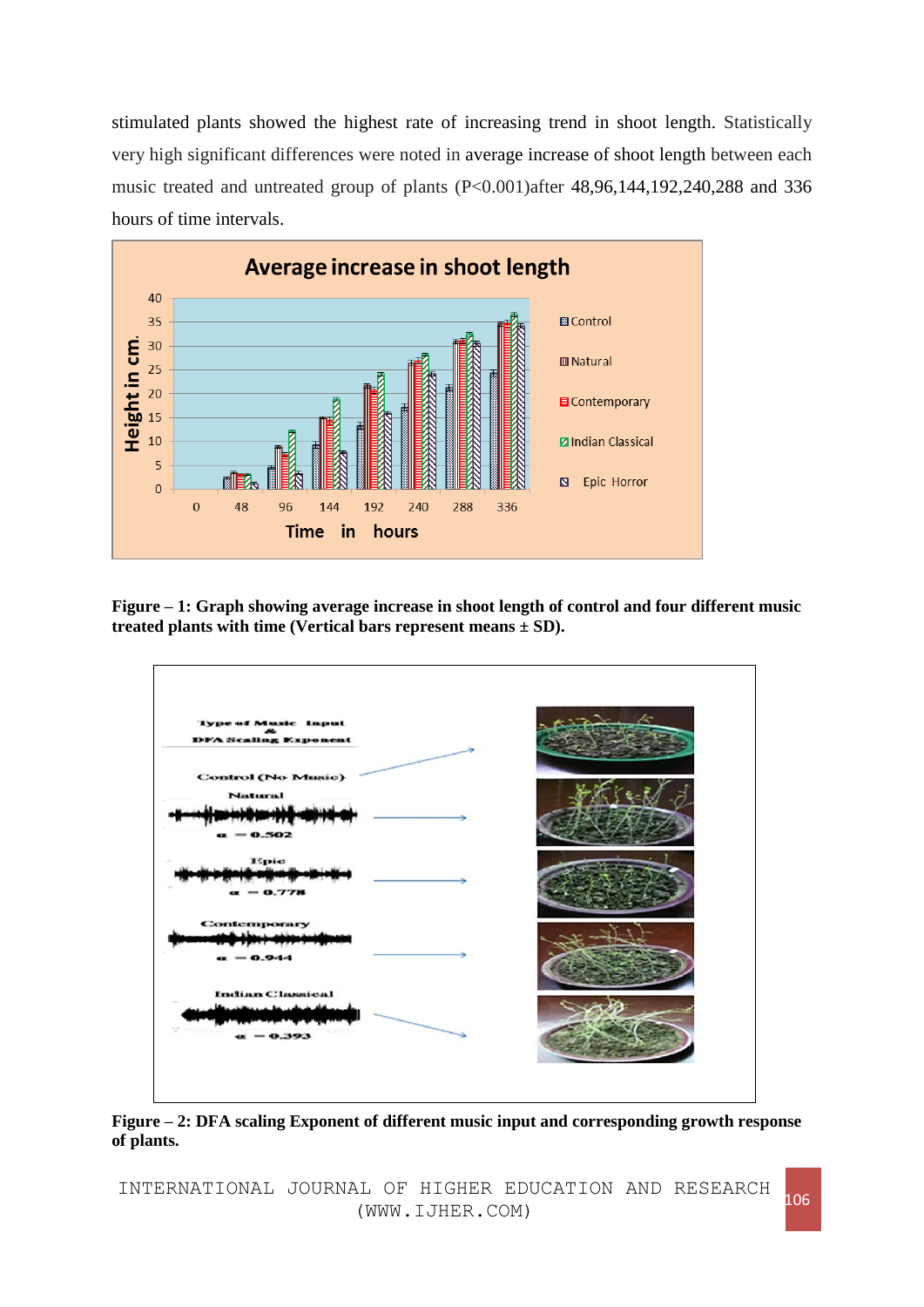stimulated plants showed the highest rate of increasing trend in shoot length. Statistically very high significant differences were noted in average increase of shoot length between each music treated and untreated group of plants ($P<0.001$)after 48,96,144,192,240,288 and 336 hours of time intervals.

**Figure – 1: Graph showing average increase in shoot length of control and four different music treated plants with time (Vertical bars represent means ± SD).**

**Figure – 2: DFA scaling Exponent of different music input and corresponding growth response of plants.**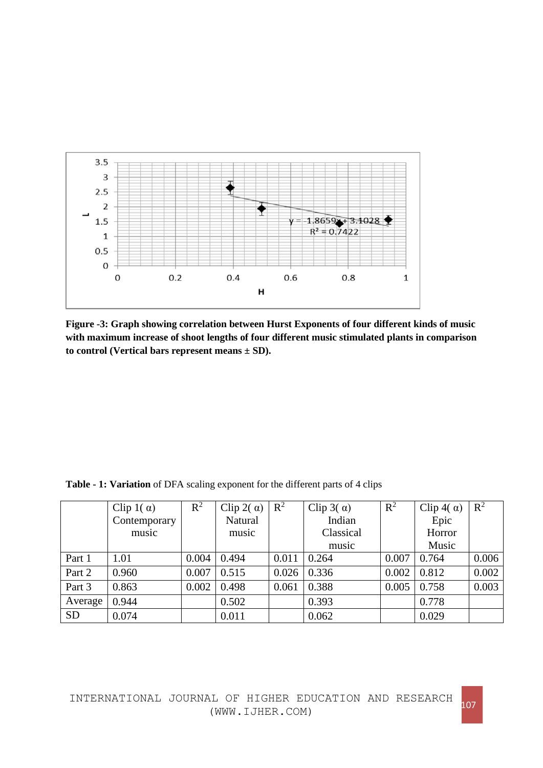**Figure -3: Graph showing correlation between Hurst Exponents of four different kinds of music with maximum increase of shoot lengths of four different music stimulated plants in comparison to control (Vertical bars represent means ± SD).**

**Table - 1: Variation** of DFA scaling exponent for the different parts of 4 clips

| | Clip 1( α) Contemporary music | $R^2$ | Clip 2( α) Natural music | $R^2$ | Clip 3( α) Indian Classical music | $R^2$ | Clip 4( α) Epic Horror Music | $R^2$ |
|---|---|---|---|---|---|---|---|---|
| Part 1 | 1.01 | 0.004 | 0.494 | 0.011 | 0.264 | 0.007 | 0.764 | 0.006 |
| Part 2 | 0.960 | 0.007 | 0.515 | 0.026 | 0.336 | 0.002 | 0.812 | 0.002 |
| Part 3 | 0.863 | 0.002 | 0.498 | 0.061 | 0.388 | 0.005 | 0.758 | 0.003 |
| Average | 0.944 | | 0.502 | | 0.393 | | 0.778 | |
| SD | 0.074 | | 0.011 | | 0.062 | | 0.029 | |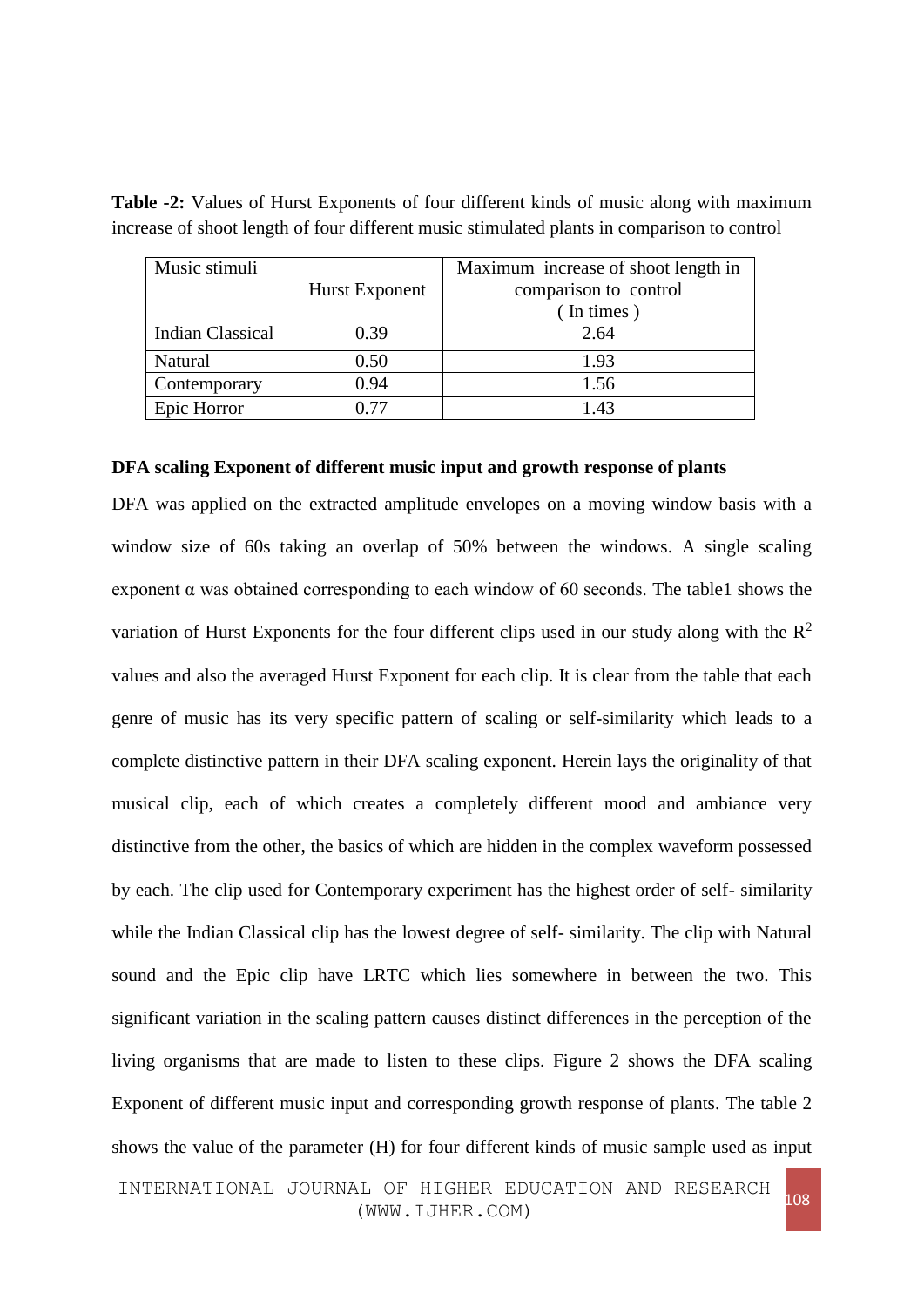**Table -2:** Values of Hurst Exponents of four different kinds of music along with maximum increase of shoot length of four different music stimulated plants in comparison to control

| Music stimuli | Hurst Exponent | Maximum increase of shoot length in comparison to control ( In times ) |
|---|---|---|
| Indian Classical | 0.39 | 2.64 |
| Natural | 0.50 | 1.93 |
| Contemporary | 0.94 | 1.56 |
| Epic Horror | 0.77 | 1.43 |

**DFA scaling Exponent of different music input and growth response of plants**

DFA was applied on the extracted amplitude envelopes on a moving window basis with a window size of 60s taking an overlap of 50% between the windows. A single scaling exponent α was obtained corresponding to each window of 60 seconds. The table1 shows the variation of Hurst Exponents for the four different clips used in our study along with the $R^2$ values and also the averaged Hurst Exponent for each clip. It is clear from the table that each genre of music has its very specific pattern of scaling or self-similarity which leads to a complete distinctive pattern in their DFA scaling exponent. Herein lays the originality of that musical clip, each of which creates a completely different mood and ambiance very distinctive from the other, the basics of which are hidden in the complex waveform possessed by each. The clip used for Contemporary experiment has the highest order of self- similarity while the Indian Classical clip has the lowest degree of self- similarity. The clip with Natural sound and the Epic clip have LRTC which lies somewhere in between the two. This significant variation in the scaling pattern causes distinct differences in the perception of the living organisms that are made to listen to these clips. Figure 2 shows the DFA scaling Exponent of different music input and corresponding growth response of plants. The table 2 shows the value of the parameter (H) for four different kinds of music sample used as input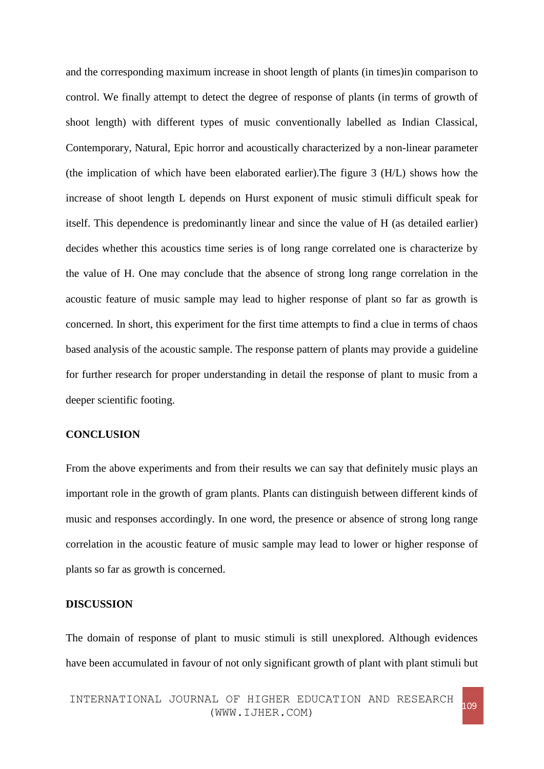and the corresponding maximum increase in shoot length of plants (in times)in comparison to control. We finally attempt to detect the degree of response of plants (in terms of growth of shoot length) with different types of music conventionally labelled as Indian Classical, Contemporary, Natural, Epic horror and acoustically characterized by a non-linear parameter (the implication of which have been elaborated earlier).The figure 3 (H/L) shows how the increase of shoot length L depends on Hurst exponent of music stimuli difficult speak for itself. This dependence is predominantly linear and since the value of H (as detailed earlier) decides whether this acoustics time series is of long range correlated one is characterize by the value of H. One may conclude that the absence of strong long range correlation in the acoustic feature of music sample may lead to higher response of plant so far as growth is concerned. In short, this experiment for the first time attempts to find a clue in terms of chaos based analysis of the acoustic sample. The response pattern of plants may provide a guideline for further research for proper understanding in detail the response of plant to music from a deeper scientific footing.

## CONCLUSION

From the above experiments and from their results we can say that definitely music plays an important role in the growth of gram plants. Plants can distinguish between different kinds of music and responses accordingly. In one word, the presence or absence of strong long range correlation in the acoustic feature of music sample may lead to lower or higher response of plants so far as growth is concerned.

## DISCUSSION

The domain of response of plant to music stimuli is still unexplored. Although evidences have been accumulated in favour of not only significant growth of plant with plant stimuli but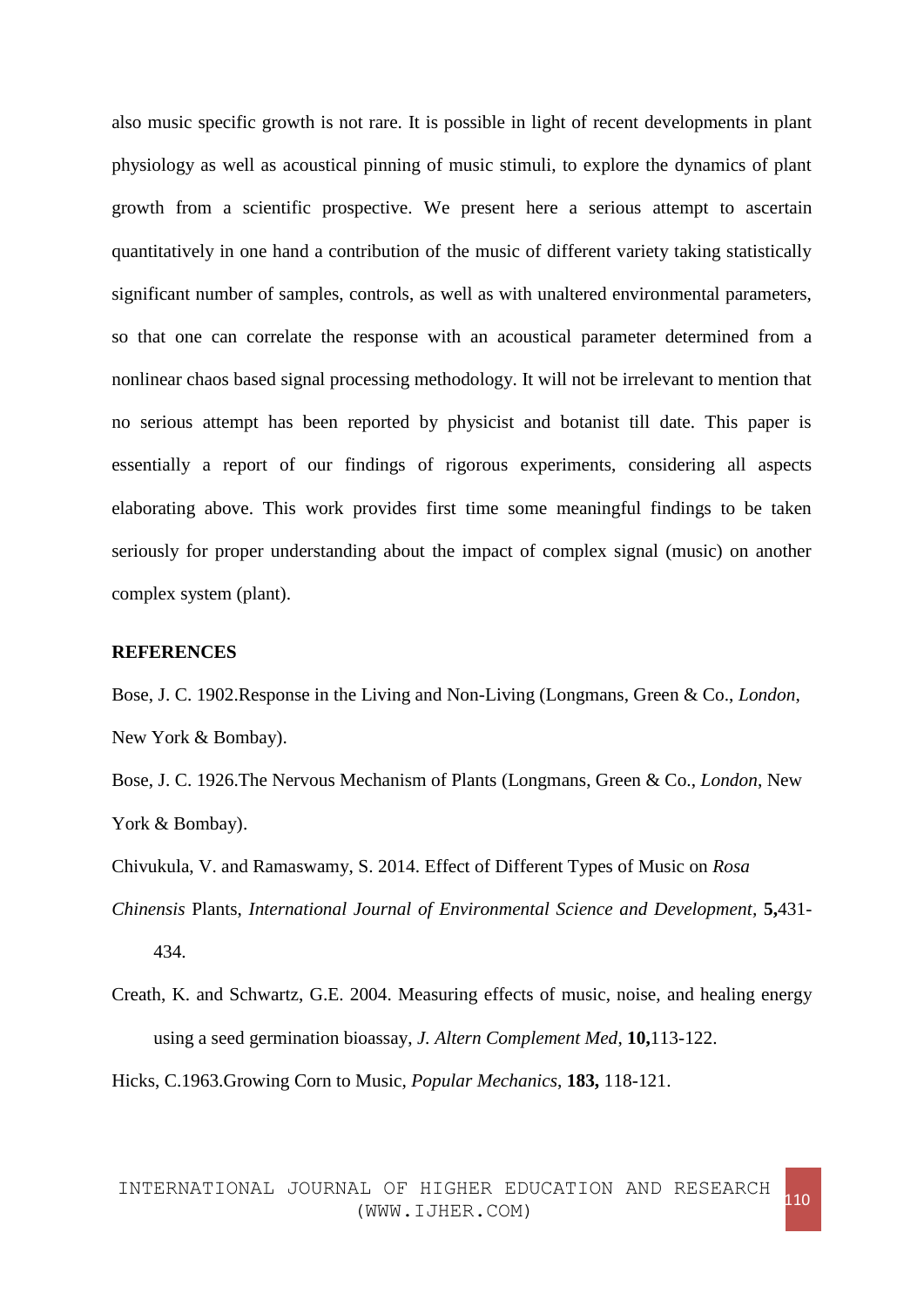also music specific growth is not rare. It is possible in light of recent developments in plant physiology as well as acoustical pinning of music stimuli, to explore the dynamics of plant growth from a scientific prospective. We present here a serious attempt to ascertain quantitatively in one hand a contribution of the music of different variety taking statistically significant number of samples, controls, as well as with unaltered environmental parameters, so that one can correlate the response with an acoustical parameter determined from a nonlinear chaos based signal processing methodology. It will not be irrelevant to mention that no serious attempt has been reported by physicist and botanist till date. This paper is essentially a report of our findings of rigorous experiments, considering all aspects elaborating above. This work provides first time some meaningful findings to be taken seriously for proper understanding about the impact of complex signal (music) on another complex system (plant).

## REFERENCES

Bose, J. C. 1902.Response in the Living and Non-Living (Longmans, Green & Co., *London*, New York & Bombay).

Bose, J. C. 1926.The Nervous Mechanism of Plants (Longmans, Green & Co., *London*, New York & Bombay).

Chivukula, V. and Ramaswamy, S. 2014. Effect of Different Types of Music on *Rosa Chinensis* Plants, *International Journal of Environmental Science and Development*, **5,**431-434.

Creath, K. and Schwartz, G.E. 2004. Measuring effects of music, noise, and healing energy using a seed germination bioassay, *J. Altern Complement Med*, **10,**113-122.

Hicks, C.1963.Growing Corn to Music, *Popular Mechanics*, **183,** 118-121.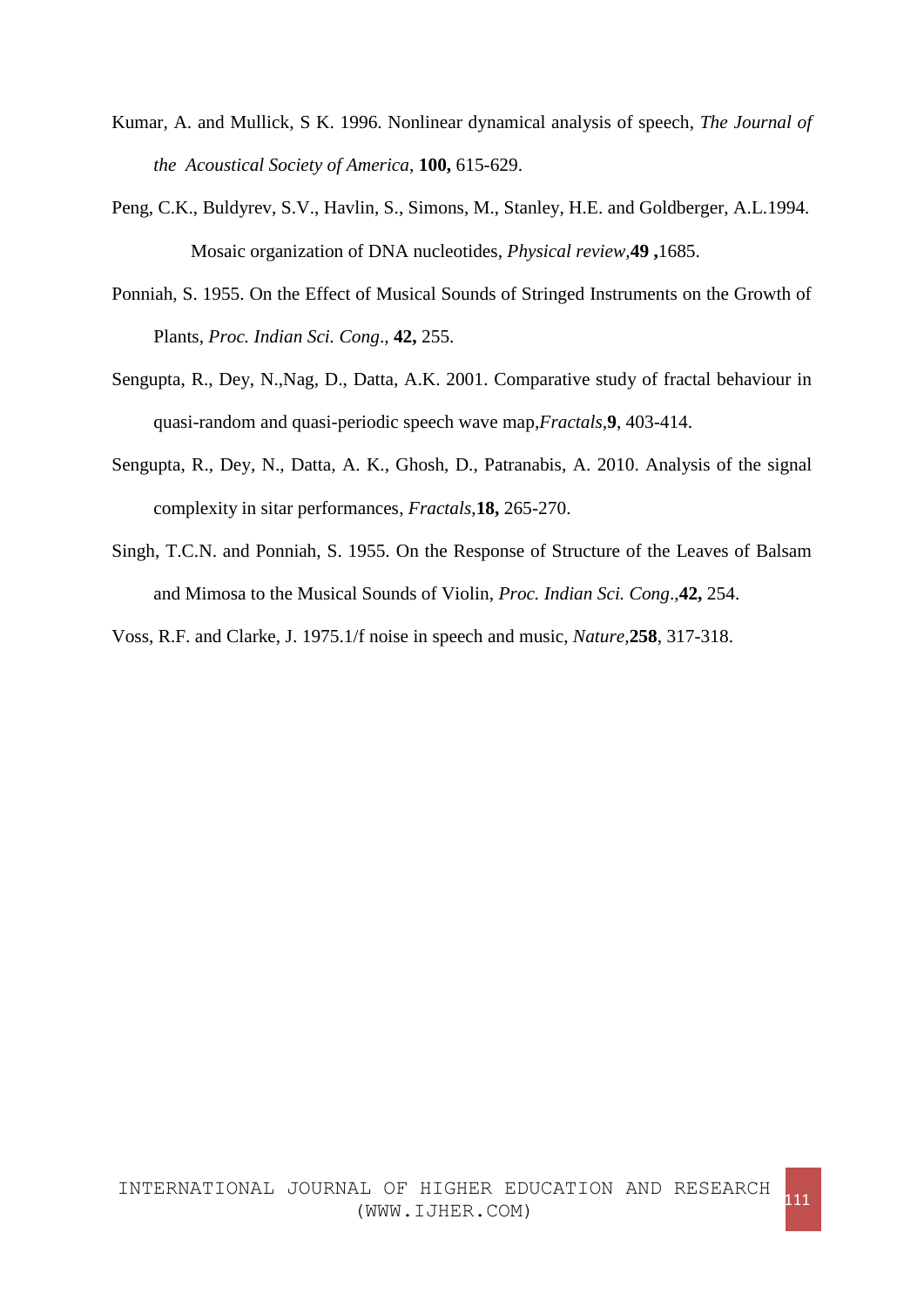Kumar, A. and Mullick, S K. 1996. Nonlinear dynamical analysis of speech, *The Journal of the Acoustical Society of America*, **100,** 615-629.

Peng, C.K., Buldyrev, S.V., Havlin, S., Simons, M., Stanley, H.E. and Goldberger, A.L.1994. Mosaic organization of DNA nucleotides, *Physical review*,**49 ,**1685.

Ponniah, S. 1955. On the Effect of Musical Sounds of Stringed Instruments on the Growth of Plants, *Proc. Indian Sci. Cong*., **42,** 255.

Sengupta, R., Dey, N.,Nag, D., Datta, A.K. 2001. Comparative study of fractal behaviour in quasi-random and quasi-periodic speech wave map,*Fractals*,**9**, 403-414.

Sengupta, R., Dey, N., Datta, A. K., Ghosh, D., Patranabis, A. 2010. Analysis of the signal complexity in sitar performances, *Fractals*,**18,** 265-270.

Singh, T.C.N. and Ponniah, S. 1955. On the Response of Structure of the Leaves of Balsam and Mimosa to the Musical Sounds of Violin, *Proc. Indian Sci. Cong*.,**42,** 254.

Voss, R.F. and Clarke, J. 1975.1/f noise in speech and music, *Nature*,**258**, 317-318.